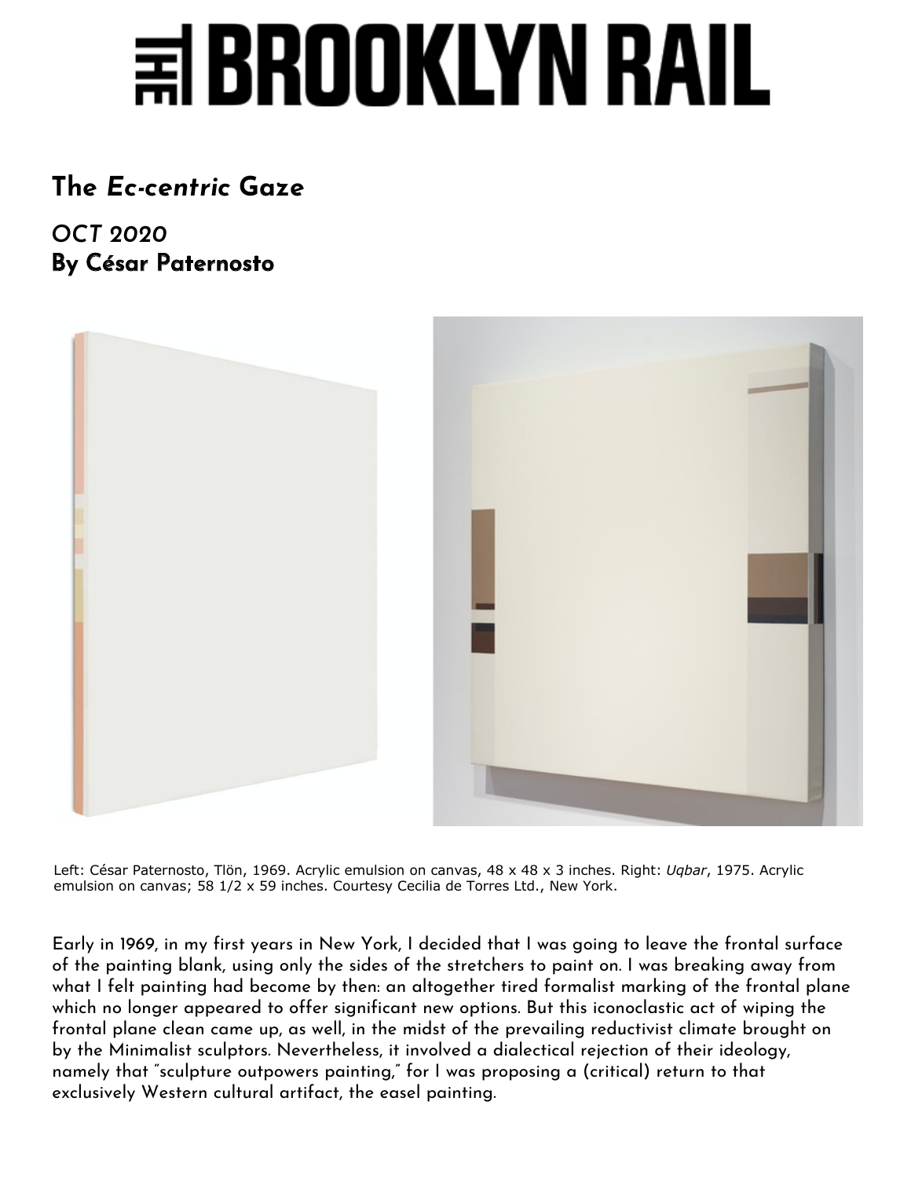# THE BROOKLYN RAIL

## The *Ec-centric* Gaze

### *OCT 2020*
### By César Paternosto

Left: César Paternosto, Tlön, 1969. Acrylic emulsion on canvas, 48 x 48 x 3 inches. Right: *Uqbar*, 1975. Acrylic emulsion on canvas; 58 1/2 x 59 inches. Courtesy Cecilia de Torres Ltd., New York.

Early in 1969, in my first years in New York, I decided that I was going to leave the frontal surface of the painting blank, using only the sides of the stretchers to paint on. I was breaking away from what I felt painting had become by then: an altogether tired formalist marking of the frontal plane which no longer appeared to offer significant new options. But this iconoclastic act of wiping the frontal plane clean came up, as well, in the midst of the prevailing reductivist climate brought on by the Minimalist sculptors. Nevertheless, it involved a dialectical rejection of their ideology, namely that "sculpture outpowers painting," for I was proposing a (critical) return to that exclusively Western cultural artifact, the easel painting.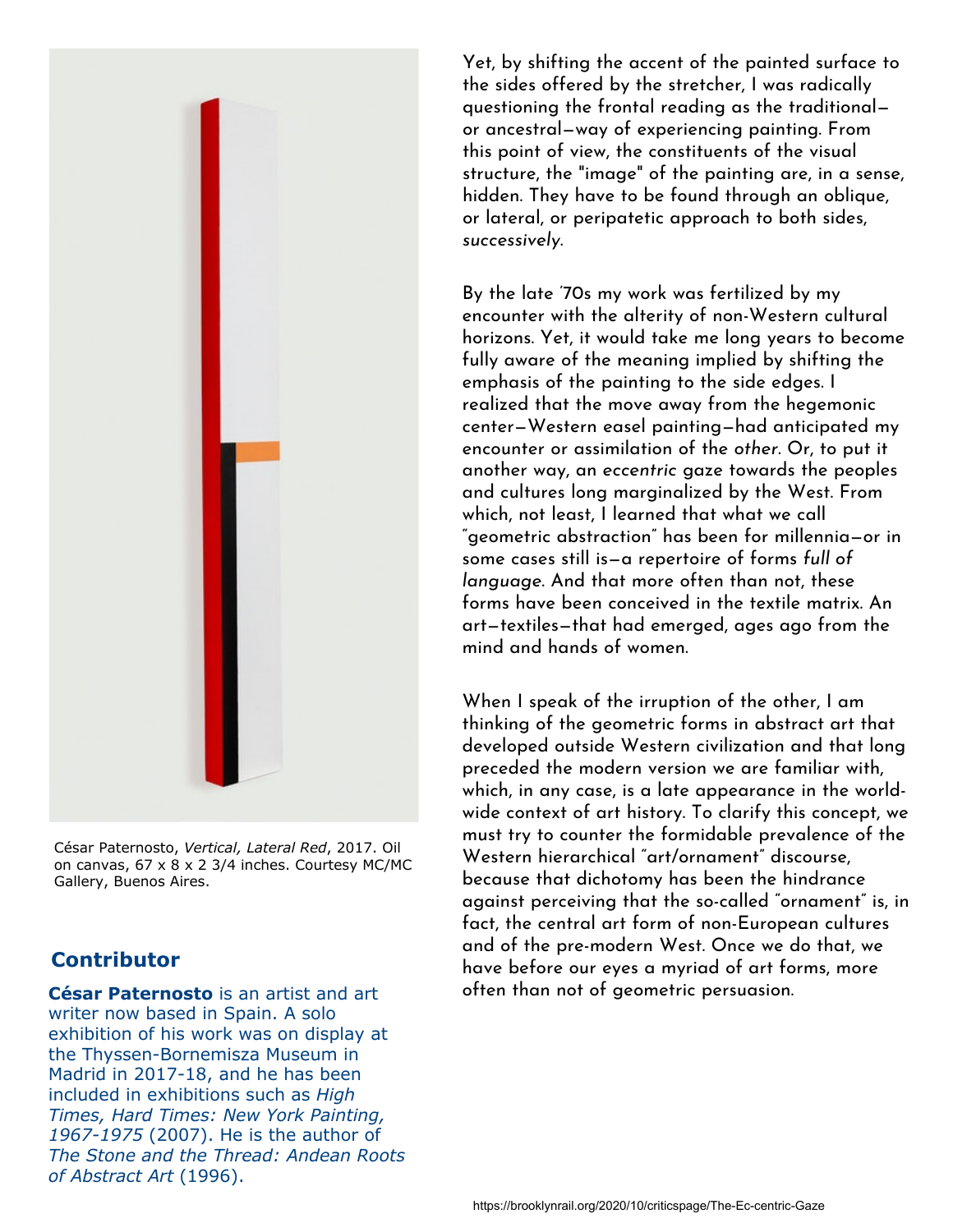César Paternosto, *Vertical, Lateral Red*, 2017. Oil on canvas, 67 x 8 x 2 3/4 inches. Courtesy MC/MC Gallery, Buenos Aires.

Yet, by shifting the accent of the painted surface to the sides offered by the stretcher, I was radically questioning the frontal reading as the traditional—or ancestral—way of experiencing painting. From this point of view, the constituents of the visual structure, the "image" of the painting are, in a sense, hidden. They have to be found through an oblique, or lateral, or peripatetic approach to both sides, *successively*.

By the late '70s my work was fertilized by my encounter with the alterity of non-Western cultural horizons. Yet, it would take me long years to become fully aware of the meaning implied by shifting the emphasis of the painting to the side edges. I realized that the move away from the hegemonic center—Western easel painting—had anticipated my encounter or assimilation of the *other*. Or, to put it another way, an *eccentric* gaze towards the peoples and cultures long marginalized by the West. From which, not least, I learned that what we call "geometric abstraction" has been for millennia—or in some cases still is—a repertoire of forms *full of language*. And that more often than not, these forms have been conceived in the textile matrix. An art—textiles—that had emerged, ages ago from the mind and hands of women.

When I speak of the irruption of the other, I am thinking of the geometric forms in abstract art that developed outside Western civilization and that long preceded the modern version we are familiar with, which, in any case, is a late appearance in the world-wide context of art history. To clarify this concept, we must try to counter the formidable prevalence of the Western hierarchical "art/ornament" discourse, because that dichotomy has been the hindrance against perceiving that the so-called "ornament" is, in fact, the central art form of non-European cultures and of the pre-modern West. Once we do that, we have before our eyes a myriad of art forms, more often than not of geometric persuasion.

## Contributor

**César Paternosto** is an artist and art writer now based in Spain. A solo exhibition of his work was on display at the Thyssen-Bornemisza Museum in Madrid in 2017-18, and he has been included in exhibitions such as *High Times, Hard Times: New York Painting, 1967-1975* (2007). He is the author of *The Stone and the Thread: Andean Roots of Abstract Art* (1996).